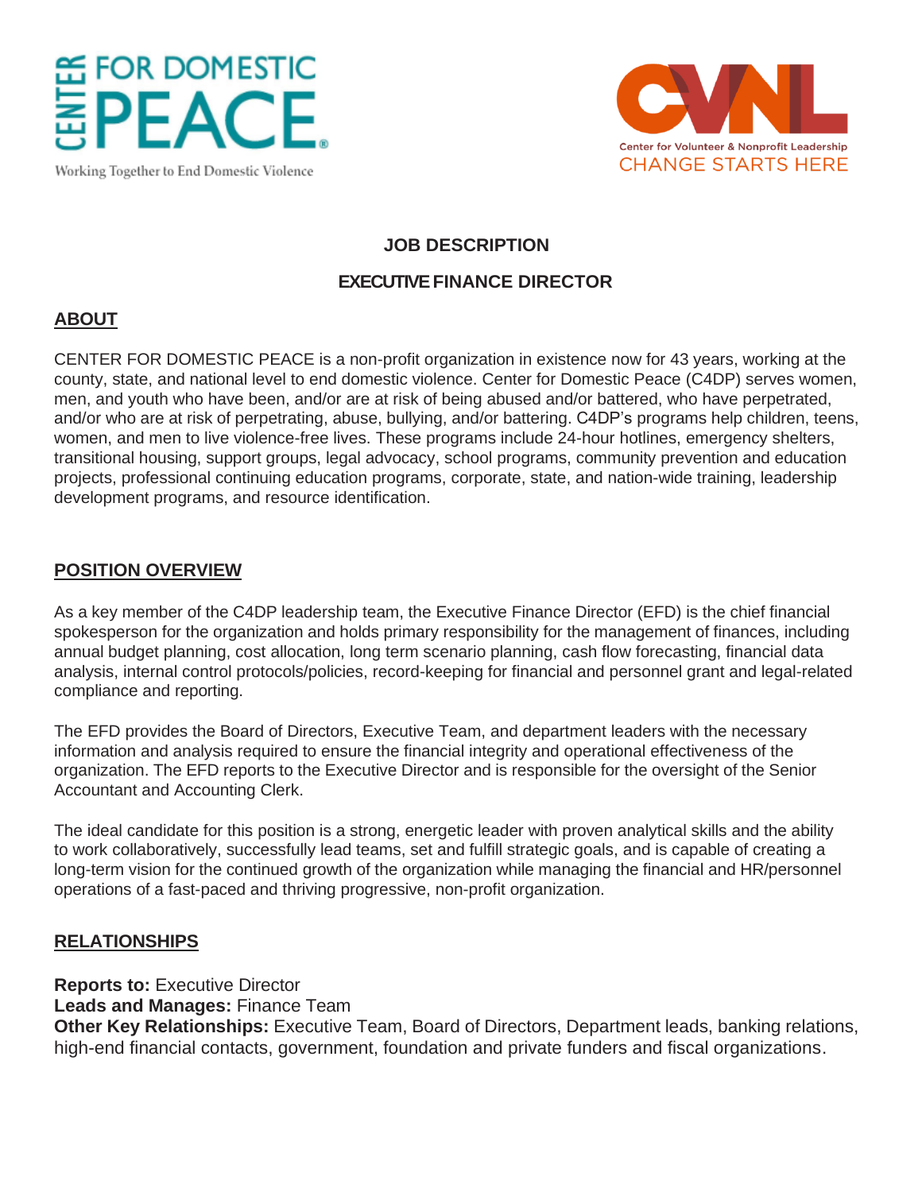CENTER FOR DOMESTIC PEACE

Working Together to End Domestic Violence

CVNL

Center for Volunteer & Nonprofit Leadership

CHANGE STARTS HERE

# JOB DESCRIPTION

# EXECUTIVE FINANCE DIRECTOR

## ABOUT

CENTER FOR DOMESTIC PEACE is a non-profit organization in existence now for 43 years, working at the county, state, and national level to end domestic violence. Center for Domestic Peace (C4DP) serves women, men, and youth who have been, and/or are at risk of being abused and/or battered, who have perpetrated, and/or who are at risk of perpetrating, abuse, bullying, and/or battering. C4DP's programs help children, teens, women, and men to live violence-free lives. These programs include 24-hour hotlines, emergency shelters, transitional housing, support groups, legal advocacy, school programs, community prevention and education projects, professional continuing education programs, corporate, state, and nation-wide training, leadership development programs, and resource identification.

## POSITION OVERVIEW

As a key member of the C4DP leadership team, the Executive Finance Director (EFD) is the chief financial spokesperson for the organization and holds primary responsibility for the management of finances, including annual budget planning, cost allocation, long term scenario planning, cash flow forecasting, financial data analysis, internal control protocols/policies, record-keeping for financial and personnel grant and legal-related compliance and reporting.

The EFD provides the Board of Directors, Executive Team, and department leaders with the necessary information and analysis required to ensure the financial integrity and operational effectiveness of the organization. The EFD reports to the Executive Director and is responsible for the oversight of the Senior Accountant and Accounting Clerk.

The ideal candidate for this position is a strong, energetic leader with proven analytical skills and the ability to work collaboratively, successfully lead teams, set and fulfill strategic goals, and is capable of creating a long-term vision for the continued growth of the organization while managing the financial and HR/personnel operations of a fast-paced and thriving progressive, non-profit organization.

## RELATIONSHIPS

**Reports to:** Executive Director
**Leads and Manages:** Finance Team
**Other Key Relationships:** Executive Team, Board of Directors, Department leads, banking relations, high-end financial contacts, government, foundation and private funders and fiscal organizations.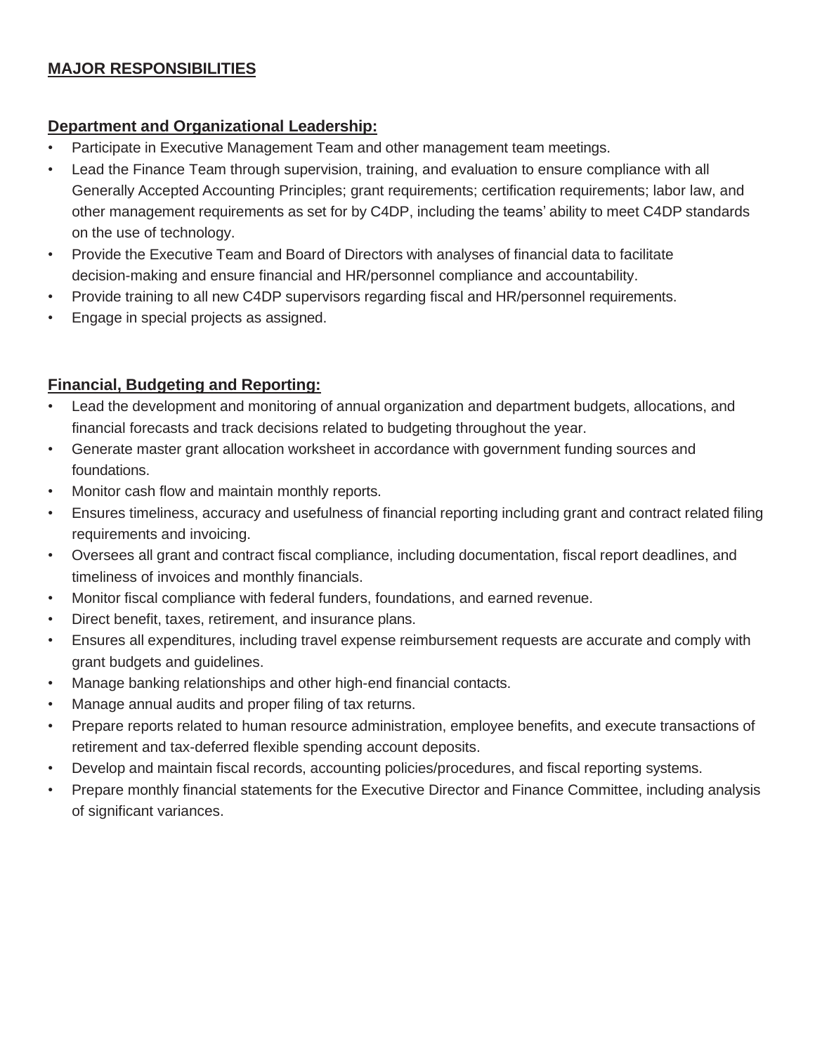## MAJOR RESPONSIBILITIES

### Department and Organizational Leadership:

- Participate in Executive Management Team and other management team meetings.
- Lead the Finance Team through supervision, training, and evaluation to ensure compliance with all Generally Accepted Accounting Principles; grant requirements; certification requirements; labor law, and other management requirements as set for by C4DP, including the teams' ability to meet C4DP standards on the use of technology.
- Provide the Executive Team and Board of Directors with analyses of financial data to facilitate decision-making and ensure financial and HR/personnel compliance and accountability.
- Provide training to all new C4DP supervisors regarding fiscal and HR/personnel requirements.
- Engage in special projects as assigned.

### Financial, Budgeting and Reporting:

- Lead the development and monitoring of annual organization and department budgets, allocations, and financial forecasts and track decisions related to budgeting throughout the year.
- Generate master grant allocation worksheet in accordance with government funding sources and foundations.
- Monitor cash flow and maintain monthly reports.
- Ensures timeliness, accuracy and usefulness of financial reporting including grant and contract related filing requirements and invoicing.
- Oversees all grant and contract fiscal compliance, including documentation, fiscal report deadlines, and timeliness of invoices and monthly financials.
- Monitor fiscal compliance with federal funders, foundations, and earned revenue.
- Direct benefit, taxes, retirement, and insurance plans.
- Ensures all expenditures, including travel expense reimbursement requests are accurate and comply with grant budgets and guidelines.
- Manage banking relationships and other high-end financial contacts.
- Manage annual audits and proper filing of tax returns.
- Prepare reports related to human resource administration, employee benefits, and execute transactions of retirement and tax-deferred flexible spending account deposits.
- Develop and maintain fiscal records, accounting policies/procedures, and fiscal reporting systems.
- Prepare monthly financial statements for the Executive Director and Finance Committee, including analysis of significant variances.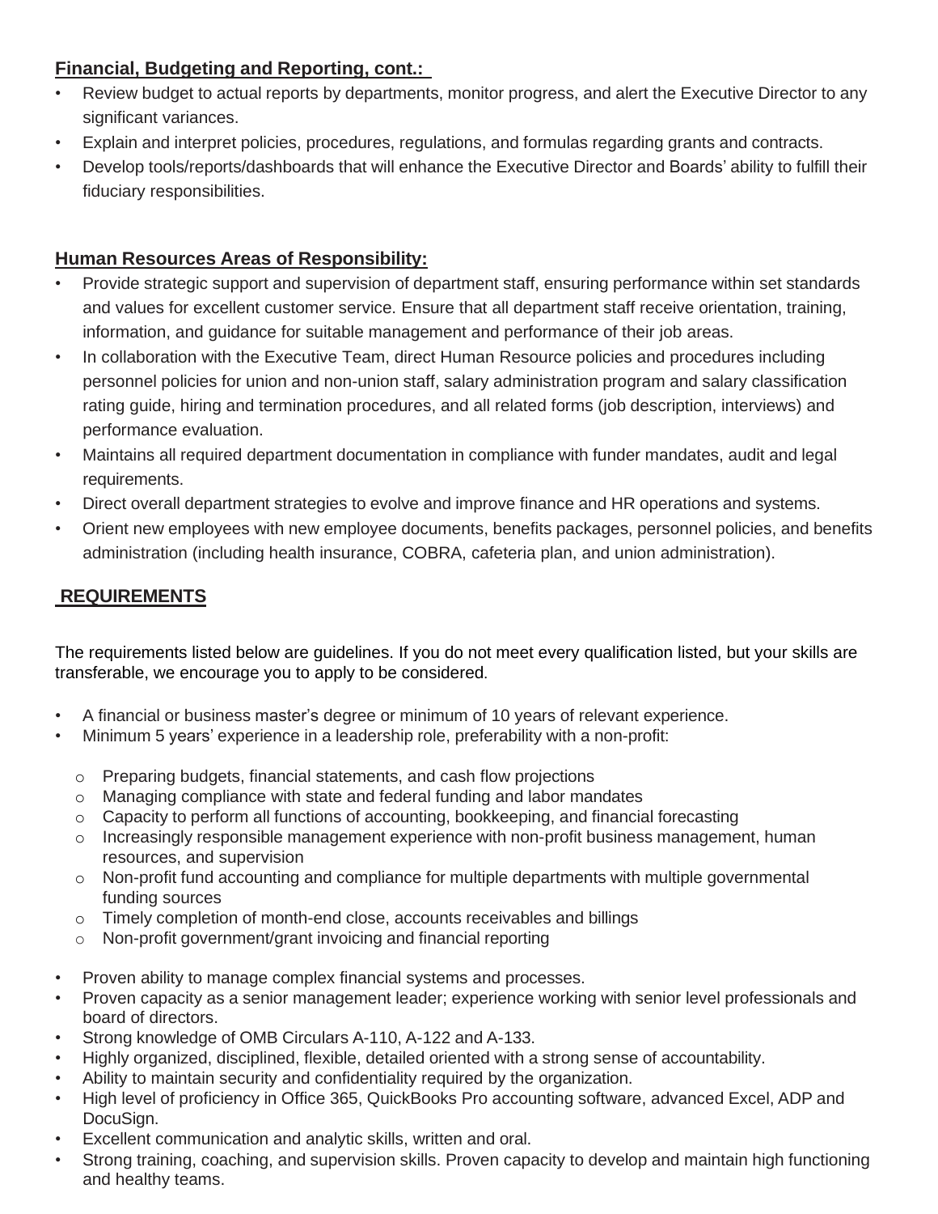**Financial, Budgeting and Reporting, cont.:**

- Review budget to actual reports by departments, monitor progress, and alert the Executive Director to any significant variances.
- Explain and interpret policies, procedures, regulations, and formulas regarding grants and contracts.
- Develop tools/reports/dashboards that will enhance the Executive Director and Boards' ability to fulfill their fiduciary responsibilities.

**Human Resources Areas of Responsibility:**

- Provide strategic support and supervision of department staff, ensuring performance within set standards and values for excellent customer service. Ensure that all department staff receive orientation, training, information, and guidance for suitable management and performance of their job areas.
- In collaboration with the Executive Team, direct Human Resource policies and procedures including personnel policies for union and non-union staff, salary administration program and salary classification rating guide, hiring and termination procedures, and all related forms (job description, interviews) and performance evaluation.
- Maintains all required department documentation in compliance with funder mandates, audit and legal requirements.
- Direct overall department strategies to evolve and improve finance and HR operations and systems.
- Orient new employees with new employee documents, benefits packages, personnel policies, and benefits administration (including health insurance, COBRA, cafeteria plan, and union administration).

## REQUIREMENTS

The requirements listed below are guidelines. If you do not meet every qualification listed, but your skills are transferable, we encourage you to apply to be considered.

- A financial or business master's degree or minimum of 10 years of relevant experience.
- Minimum 5 years' experience in a leadership role, preferability with a non-profit:
  - Preparing budgets, financial statements, and cash flow projections
  - Managing compliance with state and federal funding and labor mandates
  - Capacity to perform all functions of accounting, bookkeeping, and financial forecasting
  - Increasingly responsible management experience with non-profit business management, human resources, and supervision
  - Non-profit fund accounting and compliance for multiple departments with multiple governmental funding sources
  - Timely completion of month-end close, accounts receivables and billings
  - Non-profit government/grant invoicing and financial reporting
- Proven ability to manage complex financial systems and processes.
- Proven capacity as a senior management leader; experience working with senior level professionals and board of directors.
- Strong knowledge of OMB Circulars A-110, A-122 and A-133.
- Highly organized, disciplined, flexible, detailed oriented with a strong sense of accountability.
- Ability to maintain security and confidentiality required by the organization.
- High level of proficiency in Office 365, QuickBooks Pro accounting software, advanced Excel, ADP and DocuSign.
- Excellent communication and analytic skills, written and oral.
- Strong training, coaching, and supervision skills. Proven capacity to develop and maintain high functioning and healthy teams.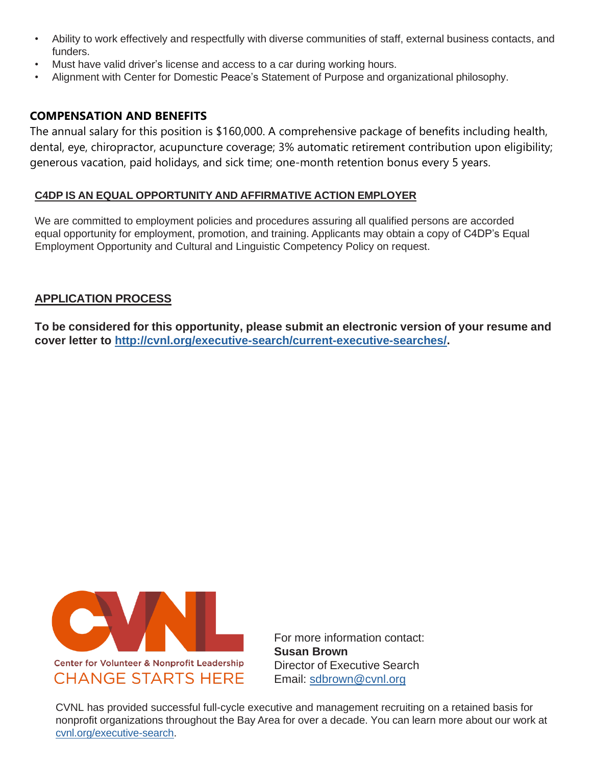- Ability to work effectively and respectfully with diverse communities of staff, external business contacts, and funders.
- Must have valid driver's license and access to a car during working hours.
- Alignment with Center for Domestic Peace's Statement of Purpose and organizational philosophy.

## COMPENSATION AND BENEFITS

The annual salary for this position is $160,000. A comprehensive package of benefits including health, dental, eye, chiropractor, acupuncture coverage; 3% automatic retirement contribution upon eligibility; generous vacation, paid holidays, and sick time; one-month retention bonus every 5 years.

## C4DP IS AN EQUAL OPPORTUNITY AND AFFIRMATIVE ACTION EMPLOYER

We are committed to employment policies and procedures assuring all qualified persons are accorded equal opportunity for employment, promotion, and training. Applicants may obtain a copy of C4DP's Equal Employment Opportunity and Cultural and Linguistic Competency Policy on request.

## APPLICATION PROCESS

**To be considered for this opportunity, please submit an electronic version of your resume and cover letter to [http://cvnl.org/executive-search/current-executive-searches/](http://cvnl.org/executive-search/current-executive-searches/).**

CVNL
Center for Volunteer & Nonprofit Leadership
CHANGE STARTS HERE

For more information contact:
**Susan Brown**
Director of Executive Search
Email: sdbrown@cvnl.org

CVNL has provided successful full-cycle executive and management recruiting on a retained basis for nonprofit organizations throughout the Bay Area for over a decade. You can learn more about our work at cvnl.org/executive-search.